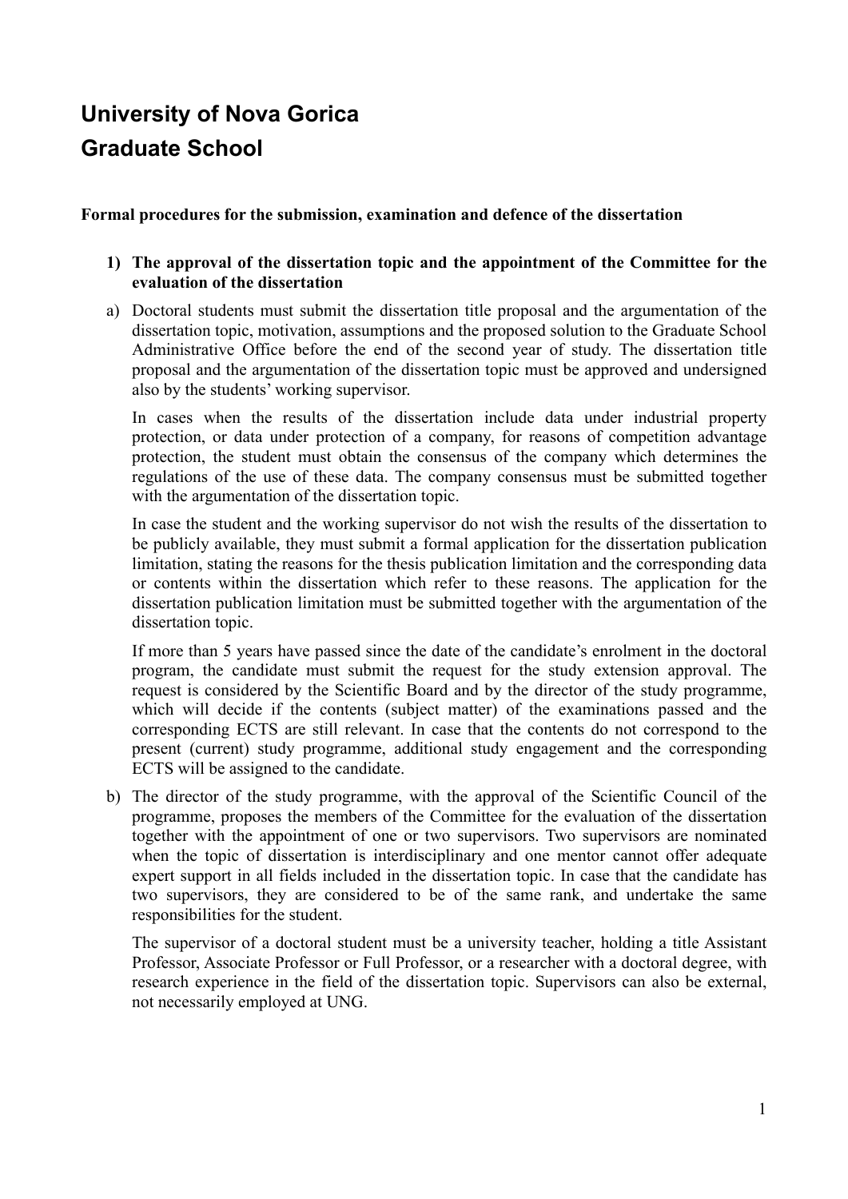# University of Nova Gorica
# Graduate School

**Formal procedures for the submission, examination and defence of the dissertation**

1) **The approval of the dissertation topic and the appointment of the Committee for the evaluation of the dissertation**

a) Doctoral students must submit the dissertation title proposal and the argumentation of the dissertation topic, motivation, assumptions and the proposed solution to the Graduate School Administrative Office before the end of the second year of study. The dissertation title proposal and the argumentation of the dissertation topic must be approved and undersigned also by the students' working supervisor.

   In cases when the results of the dissertation include data under industrial property protection, or data under protection of a company, for reasons of competition advantage protection, the student must obtain the consensus of the company which determines the regulations of the use of these data. The company consensus must be submitted together with the argumentation of the dissertation topic.

   In case the student and the working supervisor do not wish the results of the dissertation to be publicly available, they must submit a formal application for the dissertation publication limitation, stating the reasons for the thesis publication limitation and the corresponding data or contents within the dissertation which refer to these reasons. The application for the dissertation publication limitation must be submitted together with the argumentation of the dissertation topic.

   If more than 5 years have passed since the date of the candidate's enrolment in the doctoral program, the candidate must submit the request for the study extension approval. The request is considered by the Scientific Board and by the director of the study programme, which will decide if the contents (subject matter) of the examinations passed and the corresponding ECTS are still relevant. In case that the contents do not correspond to the present (current) study programme, additional study engagement and the corresponding ECTS will be assigned to the candidate.

b) The director of the study programme, with the approval of the Scientific Council of the programme, proposes the members of the Committee for the evaluation of the dissertation together with the appointment of one or two supervisors. Two supervisors are nominated when the topic of dissertation is interdisciplinary and one mentor cannot offer adequate expert support in all fields included in the dissertation topic. In case that the candidate has two supervisors, they are considered to be of the same rank, and undertake the same responsibilities for the student.

   The supervisor of a doctoral student must be a university teacher, holding a title Assistant Professor, Associate Professor or Full Professor, or a researcher with a doctoral degree, with research experience in the field of the dissertation topic. Supervisors can also be external, not necessarily employed at UNG.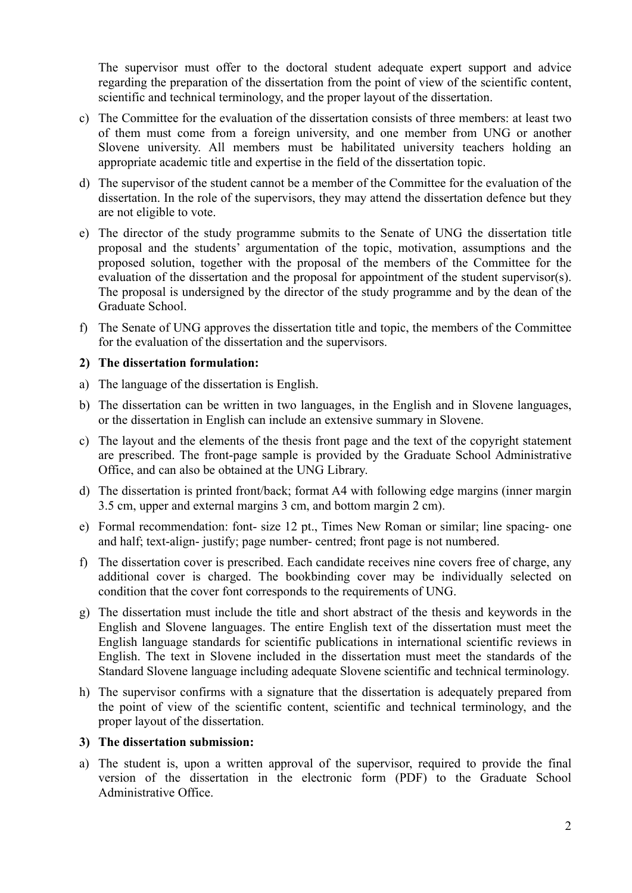The supervisor must offer to the doctoral student adequate expert support and advice regarding the preparation of the dissertation from the point of view of the scientific content, scientific and technical terminology, and the proper layout of the dissertation.

c) The Committee for the evaluation of the dissertation consists of three members: at least two of them must come from a foreign university, and one member from UNG or another Slovene university. All members must be habilitated university teachers holding an appropriate academic title and expertise in the field of the dissertation topic.

d) The supervisor of the student cannot be a member of the Committee for the evaluation of the dissertation. In the role of the supervisors, they may attend the dissertation defence but they are not eligible to vote.

e) The director of the study programme submits to the Senate of UNG the dissertation title proposal and the students' argumentation of the topic, motivation, assumptions and the proposed solution, together with the proposal of the members of the Committee for the evaluation of the dissertation and the proposal for appointment of the student supervisor(s). The proposal is undersigned by the director of the study programme and by the dean of the Graduate School.

f) The Senate of UNG approves the dissertation title and topic, the members of the Committee for the evaluation of the dissertation and the supervisors.

**2) The dissertation formulation:**

a) The language of the dissertation is English.

b) The dissertation can be written in two languages, in the English and in Slovene languages, or the dissertation in English can include an extensive summary in Slovene.

c) The layout and the elements of the thesis front page and the text of the copyright statement are prescribed. The front-page sample is provided by the Graduate School Administrative Office, and can also be obtained at the UNG Library.

d) The dissertation is printed front/back; format A4 with following edge margins (inner margin 3.5 cm, upper and external margins 3 cm, and bottom margin 2 cm).

e) Formal recommendation: font- size 12 pt., Times New Roman or similar; line spacing- one and half; text-align- justify; page number- centred; front page is not numbered.

f) The dissertation cover is prescribed. Each candidate receives nine covers free of charge, any additional cover is charged. The bookbinding cover may be individually selected on condition that the cover font corresponds to the requirements of UNG.

g) The dissertation must include the title and short abstract of the thesis and keywords in the English and Slovene languages. The entire English text of the dissertation must meet the English language standards for scientific publications in international scientific reviews in English. The text in Slovene included in the dissertation must meet the standards of the Standard Slovene language including adequate Slovene scientific and technical terminology.

h) The supervisor confirms with a signature that the dissertation is adequately prepared from the point of view of the scientific content, scientific and technical terminology, and the proper layout of the dissertation.

**3) The dissertation submission:**

a) The student is, upon a written approval of the supervisor, required to provide the final version of the dissertation in the electronic form (PDF) to the Graduate School Administrative Office.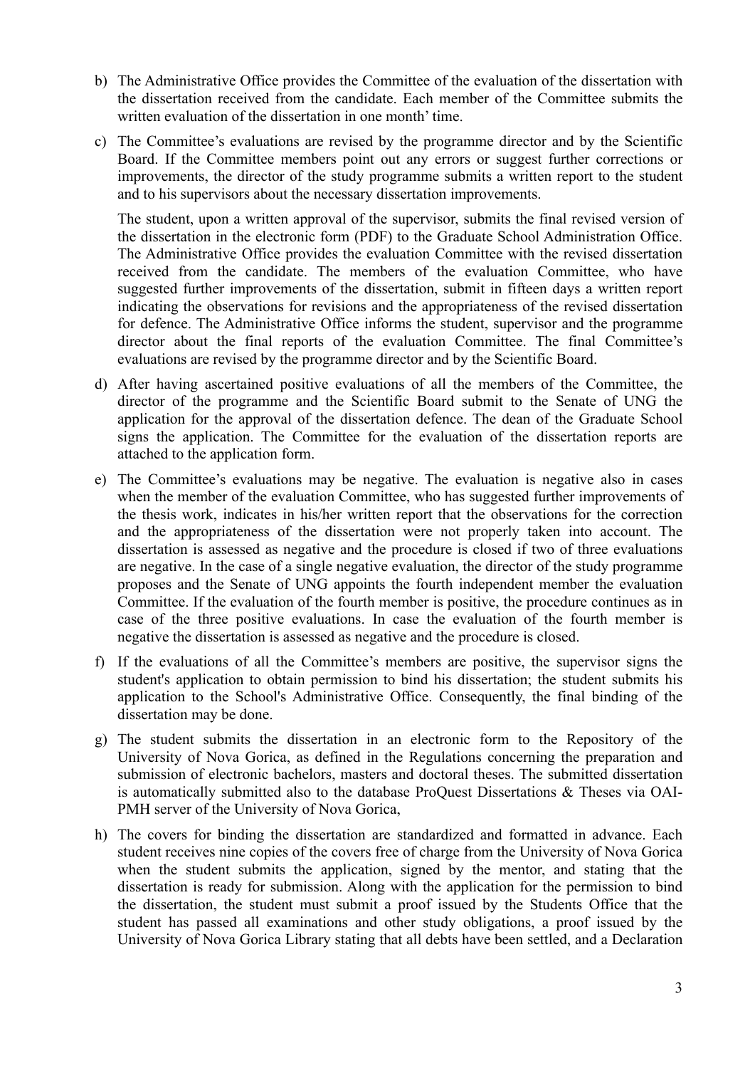b) The Administrative Office provides the Committee of the evaluation of the dissertation with the dissertation received from the candidate. Each member of the Committee submits the written evaluation of the dissertation in one month' time.

c) The Committee's evaluations are revised by the programme director and by the Scientific Board. If the Committee members point out any errors or suggest further corrections or improvements, the director of the study programme submits a written report to the student and to his supervisors about the necessary dissertation improvements.

   The student, upon a written approval of the supervisor, submits the final revised version of the dissertation in the electronic form (PDF) to the Graduate School Administration Office. The Administrative Office provides the evaluation Committee with the revised dissertation received from the candidate. The members of the evaluation Committee, who have suggested further improvements of the dissertation, submit in fifteen days a written report indicating the observations for revisions and the appropriateness of the revised dissertation for defence. The Administrative Office informs the student, supervisor and the programme director about the final reports of the evaluation Committee. The final Committee's evaluations are revised by the programme director and by the Scientific Board.

d) After having ascertained positive evaluations of all the members of the Committee, the director of the programme and the Scientific Board submit to the Senate of UNG the application for the approval of the dissertation defence. The dean of the Graduate School signs the application. The Committee for the evaluation of the dissertation reports are attached to the application form.

e) The Committee's evaluations may be negative. The evaluation is negative also in cases when the member of the evaluation Committee, who has suggested further improvements of the thesis work, indicates in his/her written report that the observations for the correction and the appropriateness of the dissertation were not properly taken into account. The dissertation is assessed as negative and the procedure is closed if two of three evaluations are negative. In the case of a single negative evaluation, the director of the study programme proposes and the Senate of UNG appoints the fourth independent member the evaluation Committee. If the evaluation of the fourth member is positive, the procedure continues as in case of the three positive evaluations. In case the evaluation of the fourth member is negative the dissertation is assessed as negative and the procedure is closed.

f) If the evaluations of all the Committee's members are positive, the supervisor signs the student's application to obtain permission to bind his dissertation; the student submits his application to the School's Administrative Office. Consequently, the final binding of the dissertation may be done.

g) The student submits the dissertation in an electronic form to the Repository of the University of Nova Gorica, as defined in the Regulations concerning the preparation and submission of electronic bachelors, masters and doctoral theses. The submitted dissertation is automatically submitted also to the database ProQuest Dissertations & Theses via OAI-PMH server of the University of Nova Gorica,

h) The covers for binding the dissertation are standardized and formatted in advance. Each student receives nine copies of the covers free of charge from the University of Nova Gorica when the student submits the application, signed by the mentor, and stating that the dissertation is ready for submission. Along with the application for the permission to bind the dissertation, the student must submit a proof issued by the Students Office that the student has passed all examinations and other study obligations, a proof issued by the University of Nova Gorica Library stating that all debts have been settled, and a Declaration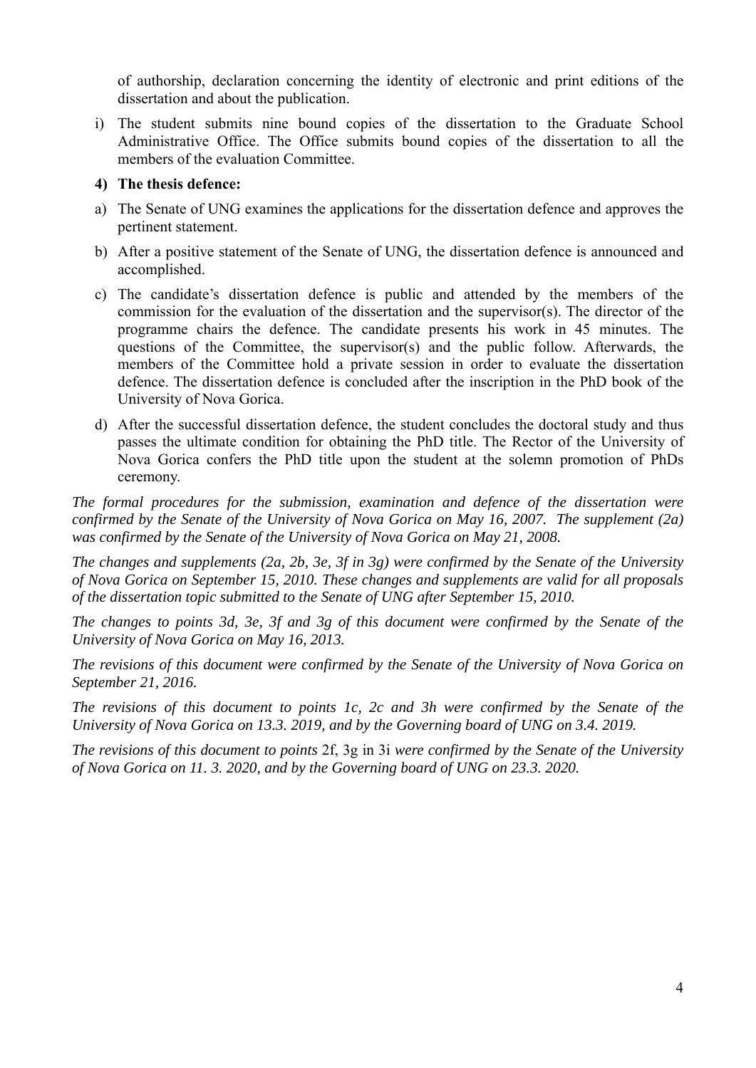of authorship, declaration concerning the identity of electronic and print editions of the dissertation and about the publication.

i) The student submits nine bound copies of the dissertation to the Graduate School Administrative Office. The Office submits bound copies of the dissertation to all the members of the evaluation Committee.

**4) The thesis defence:**

a) The Senate of UNG examines the applications for the dissertation defence and approves the pertinent statement.

b) After a positive statement of the Senate of UNG, the dissertation defence is announced and accomplished.

c) The candidate's dissertation defence is public and attended by the members of the commission for the evaluation of the dissertation and the supervisor(s). The director of the programme chairs the defence. The candidate presents his work in 45 minutes. The questions of the Committee, the supervisor(s) and the public follow. Afterwards, the members of the Committee hold a private session in order to evaluate the dissertation defence. The dissertation defence is concluded after the inscription in the PhD book of the University of Nova Gorica.

d) After the successful dissertation defence, the student concludes the doctoral study and thus passes the ultimate condition for obtaining the PhD title. The Rector of the University of Nova Gorica confers the PhD title upon the student at the solemn promotion of PhDs ceremony.

*The formal procedures for the submission, examination and defence of the dissertation were confirmed by the Senate of the University of Nova Gorica on May 16, 2007. The supplement (2a) was confirmed by the Senate of the University of Nova Gorica on May 21, 2008.*

*The changes and supplements (2a, 2b, 3e, 3f in 3g) were confirmed by the Senate of the University of Nova Gorica on September 15, 2010. These changes and supplements are valid for all proposals of the dissertation topic submitted to the Senate of UNG after September 15, 2010.*

*The changes to points 3d, 3e, 3f and 3g of this document were confirmed by the Senate of the University of Nova Gorica on May 16, 2013.*

*The revisions of this document were confirmed by the Senate of the University of Nova Gorica on September 21, 2016.*

*The revisions of this document to points 1c, 2c and 3h were confirmed by the Senate of the University of Nova Gorica on 13.3. 2019, and by the Governing board of UNG on 3.4. 2019.*

*The revisions of this document to points* 2f, 3g in 3i *were confirmed by the Senate of the University of Nova Gorica on 11. 3. 2020, and by the Governing board of UNG on 23.3. 2020.*